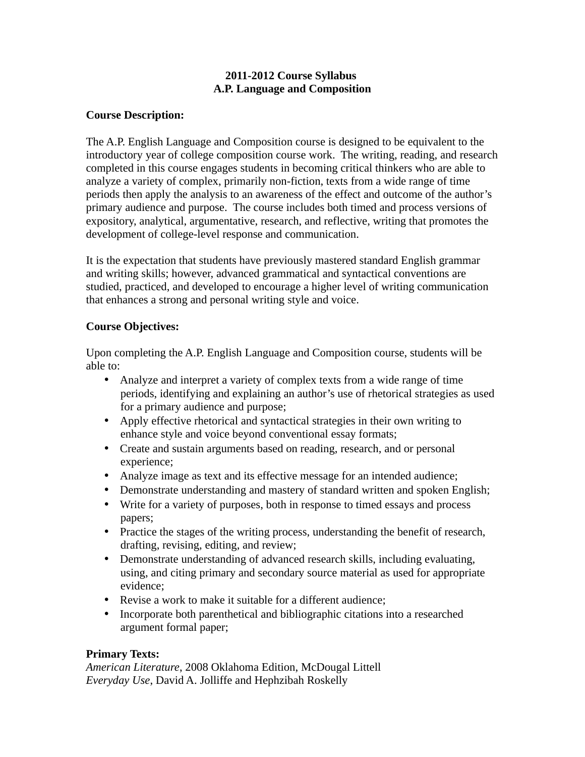**2011-2012 Course Syllabus**
**A.P. Language and Composition**

**Course Description:**

The A.P. English Language and Composition course is designed to be equivalent to the introductory year of college composition course work. The writing, reading, and research completed in this course engages students in becoming critical thinkers who are able to analyze a variety of complex, primarily non-fiction, texts from a wide range of time periods then apply the analysis to an awareness of the effect and outcome of the author's primary audience and purpose. The course includes both timed and process versions of expository, analytical, argumentative, research, and reflective, writing that promotes the development of college-level response and communication.

It is the expectation that students have previously mastered standard English grammar and writing skills; however, advanced grammatical and syntactical conventions are studied, practiced, and developed to encourage a higher level of writing communication that enhances a strong and personal writing style and voice.

**Course Objectives:**

Upon completing the A.P. English Language and Composition course, students will be able to:

- Analyze and interpret a variety of complex texts from a wide range of time periods, identifying and explaining an author's use of rhetorical strategies as used for a primary audience and purpose;
- Apply effective rhetorical and syntactical strategies in their own writing to enhance style and voice beyond conventional essay formats;
- Create and sustain arguments based on reading, research, and or personal experience;
- Analyze image as text and its effective message for an intended audience;
- Demonstrate understanding and mastery of standard written and spoken English;
- Write for a variety of purposes, both in response to timed essays and process papers;
- Practice the stages of the writing process, understanding the benefit of research, drafting, revising, editing, and review;
- Demonstrate understanding of advanced research skills, including evaluating, using, and citing primary and secondary source material as used for appropriate evidence;
- Revise a work to make it suitable for a different audience;
- Incorporate both parenthetical and bibliographic citations into a researched argument formal paper;

**Primary Texts:**
*American Literature*, 2008 Oklahoma Edition, McDougal Littell
*Everyday Use*, David A. Jolliffe and Hephzibah Roskelly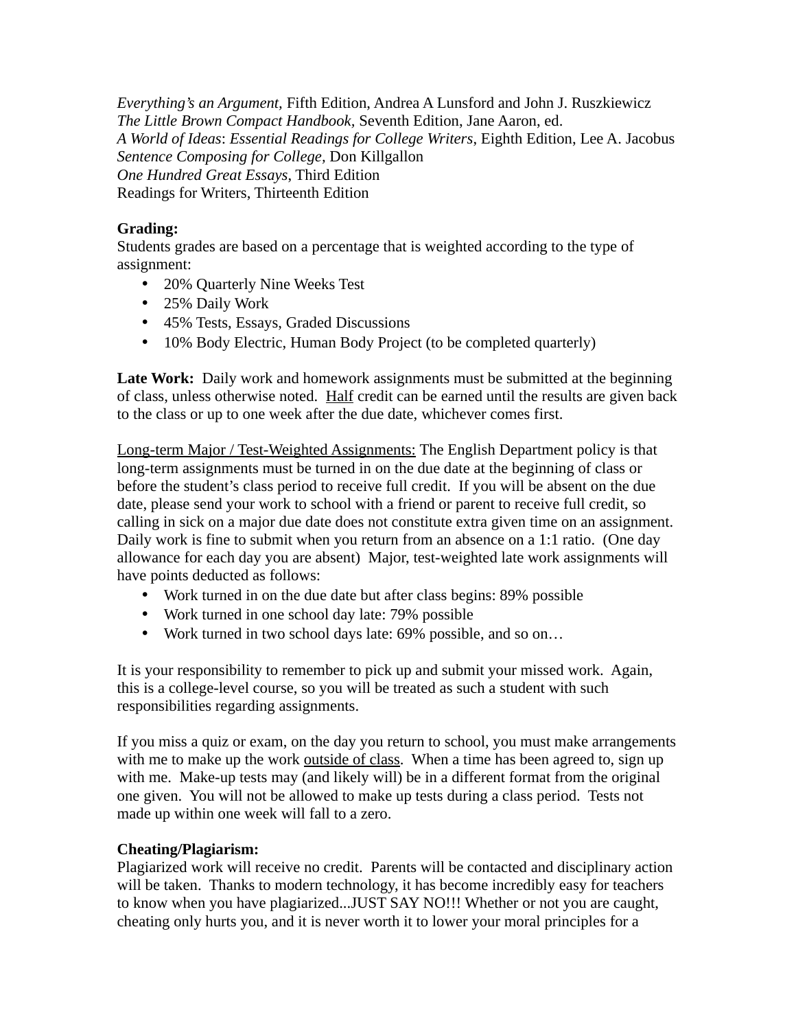*Everything's an Argument,* Fifth Edition, Andrea A Lunsford and John J. Ruszkiewicz
*The Little Brown Compact Handbook,* Seventh Edition, Jane Aaron, ed.
*A World of Ideas*: *Essential Readings for College Writers*, Eighth Edition, Lee A. Jacobus
*Sentence Composing for College,* Don Killgallon
*One Hundred Great Essays*, Third Edition
Readings for Writers, Thirteenth Edition

**Grading:**
Students grades are based on a percentage that is weighted according to the type of assignment:

- 20% Quarterly Nine Weeks Test
- 25% Daily Work
- 45% Tests, Essays, Graded Discussions
- 10% Body Electric, Human Body Project (to be completed quarterly)

**Late Work:** Daily work and homework assignments must be submitted at the beginning of class, unless otherwise noted. <u>Half</u> credit can be earned until the results are given back to the class or up to one week after the due date, whichever comes first.

<u>Long-term Major / Test-Weighted Assignments:</u> The English Department policy is that long-term assignments must be turned in on the due date at the beginning of class or before the student's class period to receive full credit. If you will be absent on the due date, please send your work to school with a friend or parent to receive full credit, so calling in sick on a major due date does not constitute extra given time on an assignment. Daily work is fine to submit when you return from an absence on a 1:1 ratio. (One day allowance for each day you are absent) Major, test-weighted late work assignments will have points deducted as follows:

- Work turned in on the due date but after class begins: 89% possible
- Work turned in one school day late: 79% possible
- Work turned in two school days late: 69% possible, and so on…

It is your responsibility to remember to pick up and submit your missed work. Again, this is a college-level course, so you will be treated as such a student with such responsibilities regarding assignments.

If you miss a quiz or exam, on the day you return to school, you must make arrangements with me to make up the work <u>outside of class</u>. When a time has been agreed to, sign up with me. Make-up tests may (and likely will) be in a different format from the original one given. You will not be allowed to make up tests during a class period. Tests not made up within one week will fall to a zero.

**Cheating/Plagiarism:**
Plagiarized work will receive no credit. Parents will be contacted and disciplinary action will be taken. Thanks to modern technology, it has become incredibly easy for teachers to know when you have plagiarized...JUST SAY NO!!! Whether or not you are caught, cheating only hurts you, and it is never worth it to lower your moral principles for a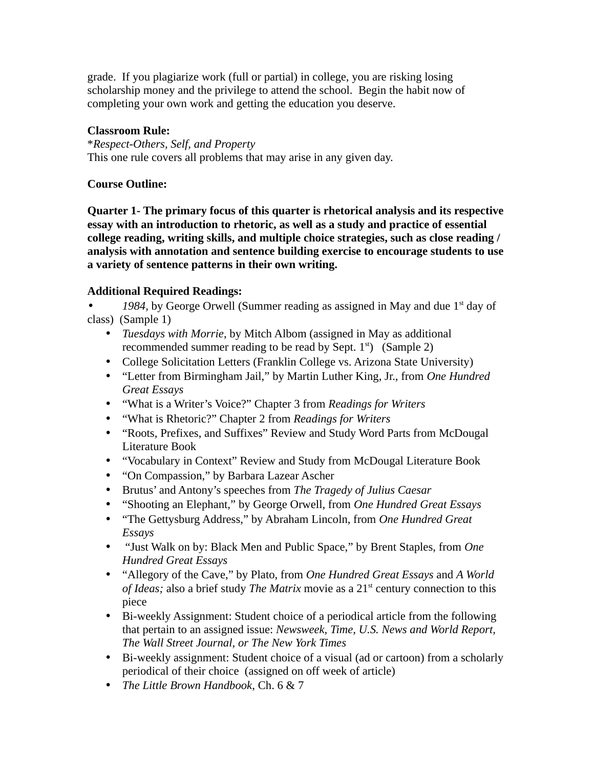grade. If you plagiarize work (full or partial) in college, you are risking losing scholarship money and the privilege to attend the school. Begin the habit now of completing your own work and getting the education you deserve.

**Classroom Rule:**
**Respect-Others, Self, and Property*
This one rule covers all problems that may arise in any given day.

**Course Outline:**

**Quarter 1- The primary focus of this quarter is rhetorical analysis and its respective essay with an introduction to rhetoric, as well as a study and practice of essential college reading, writing skills, and multiple choice strategies, such as close reading / analysis with annotation and sentence building exercise to encourage students to use a variety of sentence patterns in their own writing.**

**Additional Required Readings:**

- *1984,* by George Orwell (Summer reading as assigned in May and due 1st day of class) (Sample 1)
- *Tuesdays with Morrie*, by Mitch Albom (assigned in May as additional recommended summer reading to be read by Sept. 1st) (Sample 2)
- College Solicitation Letters (Franklin College vs. Arizona State University)
- "Letter from Birmingham Jail," by Martin Luther King, Jr., from *One Hundred Great Essays*
- "What is a Writer's Voice?" Chapter 3 from *Readings for Writers*
- "What is Rhetoric?" Chapter 2 from *Readings for Writers*
- "Roots, Prefixes, and Suffixes" Review and Study Word Parts from McDougal Literature Book
- "Vocabulary in Context" Review and Study from McDougal Literature Book
- "On Compassion," by Barbara Lazear Ascher
- Brutus' and Antony's speeches from *The Tragedy of Julius Caesar*
- "Shooting an Elephant," by George Orwell, from *One Hundred Great Essays*
- "The Gettysburg Address," by Abraham Lincoln, from *One Hundred Great Essays*
- "Just Walk on by: Black Men and Public Space," by Brent Staples, from *One Hundred Great Essays*
- "Allegory of the Cave," by Plato, from *One Hundred Great Essays* and *A World of Ideas;* also a brief study *The Matrix* movie as a 21st century connection to this piece
- Bi-weekly Assignment: Student choice of a periodical article from the following that pertain to an assigned issue: *Newsweek, Time, U.S. News and World Report, The Wall Street Journal, or The New York Times*
- Bi-weekly assignment: Student choice of a visual (ad or cartoon) from a scholarly periodical of their choice (assigned on off week of article)
- *The Little Brown Handbook*, Ch. 6 & 7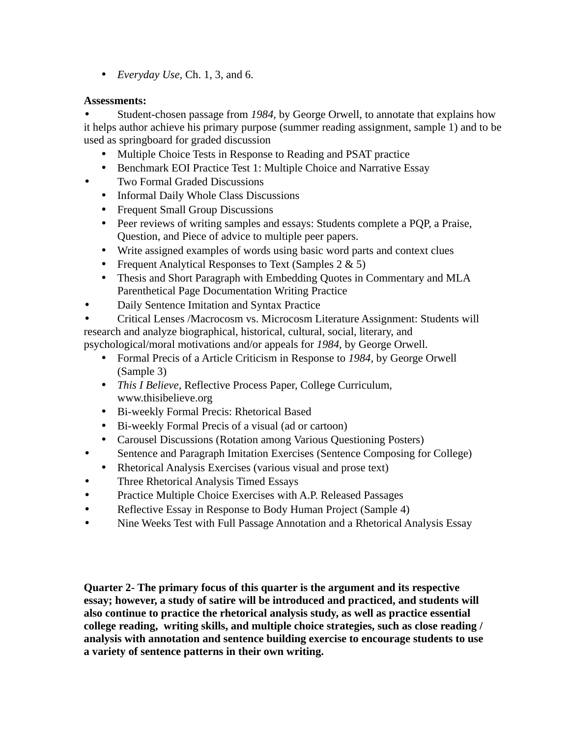- *Everyday Use,* Ch. 1, 3, and 6.

**Assessments:**

- Student-chosen passage from *1984*, by George Orwell, to annotate that explains how it helps author achieve his primary purpose (summer reading assignment, sample 1) and to be used as springboard for graded discussion
- Multiple Choice Tests in Response to Reading and PSAT practice
- Benchmark EOI Practice Test 1: Multiple Choice and Narrative Essay
- Two Formal Graded Discussions
- Informal Daily Whole Class Discussions
- Frequent Small Group Discussions
- Peer reviews of writing samples and essays: Students complete a PQP, a Praise, Question, and Piece of advice to multiple peer papers.
- Write assigned examples of words using basic word parts and context clues
- Frequent Analytical Responses to Text (Samples 2 & 5)
- Thesis and Short Paragraph with Embedding Quotes in Commentary and MLA Parenthetical Page Documentation Writing Practice
- Daily Sentence Imitation and Syntax Practice
- Critical Lenses /Macrocosm vs. Microcosm Literature Assignment: Students will research and analyze biographical, historical, cultural, social, literary, and psychological/moral motivations and/or appeals for *1984*, by George Orwell.
- Formal Precis of a Article Criticism in Response to *1984*, by George Orwell (Sample 3)
- *This I Believe*, Reflective Process Paper, College Curriculum, www.thisibelieve.org
- Bi-weekly Formal Precis: Rhetorical Based
- Bi-weekly Formal Precis of a visual (ad or cartoon)
- Carousel Discussions (Rotation among Various Questioning Posters)
- Sentence and Paragraph Imitation Exercises (Sentence Composing for College)
- Rhetorical Analysis Exercises (various visual and prose text)
- Three Rhetorical Analysis Timed Essays
- Practice Multiple Choice Exercises with A.P. Released Passages
- Reflective Essay in Response to Body Human Project (Sample 4)
- Nine Weeks Test with Full Passage Annotation and a Rhetorical Analysis Essay

**Quarter 2- The primary focus of this quarter is the argument and its respective essay; however, a study of satire will be introduced and practiced, and students will also continue to practice the rhetorical analysis study, as well as practice essential college reading, writing skills, and multiple choice strategies, such as close reading / analysis with annotation and sentence building exercise to encourage students to use a variety of sentence patterns in their own writing.**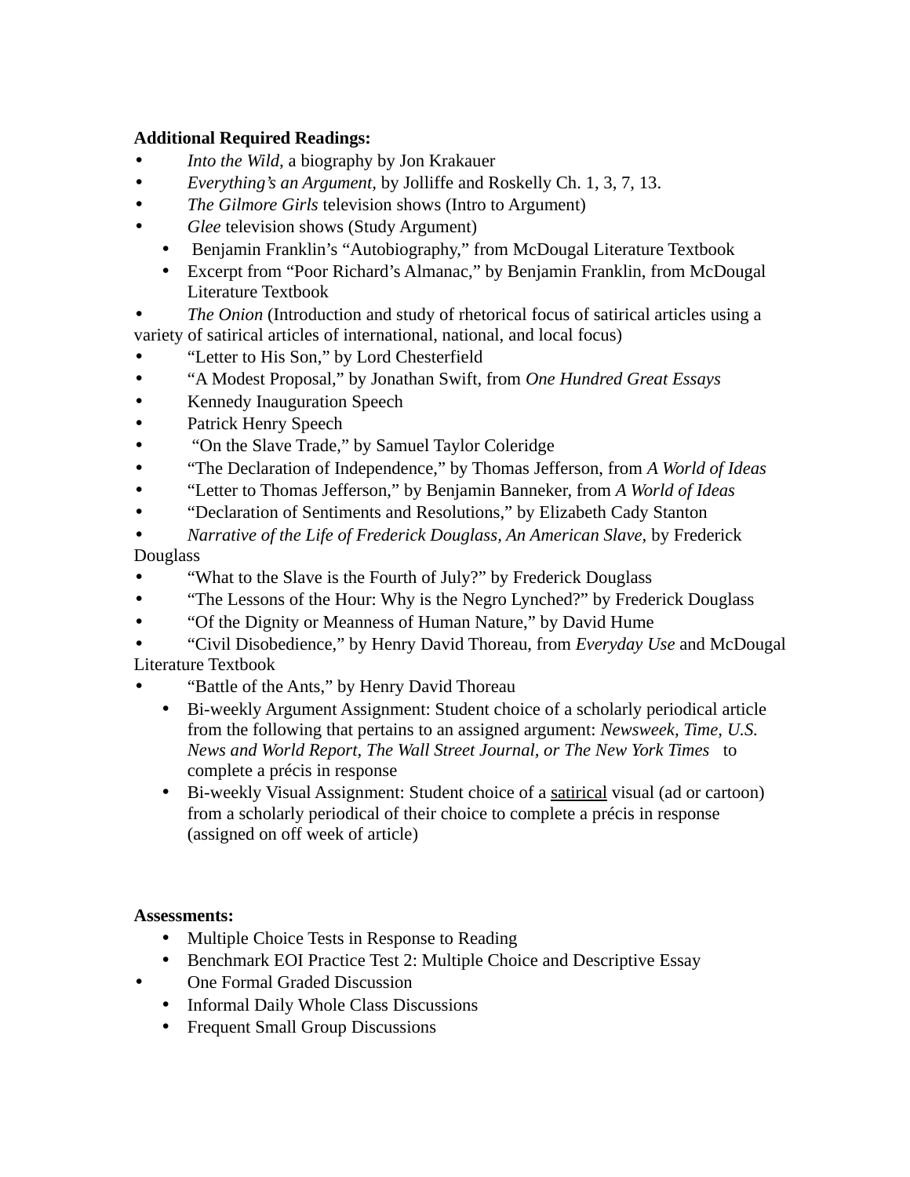**Additional Required Readings:**

- *Into the Wild,* a biography by Jon Krakauer
- *Everything's an Argument,* by Jolliffe and Roskelly Ch. 1, 3, 7, 13.
- *The Gilmore Girls* television shows (Intro to Argument)
- *Glee* television shows (Study Argument)
  - Benjamin Franklin's "Autobiography," from McDougal Literature Textbook
  - Excerpt from "Poor Richard's Almanac," by Benjamin Franklin, from McDougal Literature Textbook
- *The Onion* (Introduction and study of rhetorical focus of satirical articles using a variety of satirical articles of international, national, and local focus)
- "Letter to His Son," by Lord Chesterfield
- "A Modest Proposal," by Jonathan Swift, from *One Hundred Great Essays*
- Kennedy Inauguration Speech
- Patrick Henry Speech
- "On the Slave Trade," by Samuel Taylor Coleridge
- "The Declaration of Independence," by Thomas Jefferson, from *A World of Ideas*
- "Letter to Thomas Jefferson," by Benjamin Banneker, from *A World of Ideas*
- "Declaration of Sentiments and Resolutions," by Elizabeth Cady Stanton
- *Narrative of the Life of Frederick Douglass, An American Slave,* by Frederick Douglass
- "What to the Slave is the Fourth of July?" by Frederick Douglass
- "The Lessons of the Hour: Why is the Negro Lynched?" by Frederick Douglass
- "Of the Dignity or Meanness of Human Nature," by David Hume
- "Civil Disobedience," by Henry David Thoreau, from *Everyday Use* and McDougal Literature Textbook
- "Battle of the Ants," by Henry David Thoreau
  - Bi-weekly Argument Assignment: Student choice of a scholarly periodical article from the following that pertains to an assigned argument: *Newsweek, Time, U.S. News and World Report, The Wall Street Journal, or The New York Times* to complete a précis in response
  - Bi-weekly Visual Assignment: Student choice of a <u>satirical</u> visual (ad or cartoon) from a scholarly periodical of their choice to complete a précis in response (assigned on off week of article)

**Assessments:**

- Multiple Choice Tests in Response to Reading
- Benchmark EOI Practice Test 2: Multiple Choice and Descriptive Essay
- One Formal Graded Discussion
- Informal Daily Whole Class Discussions
- Frequent Small Group Discussions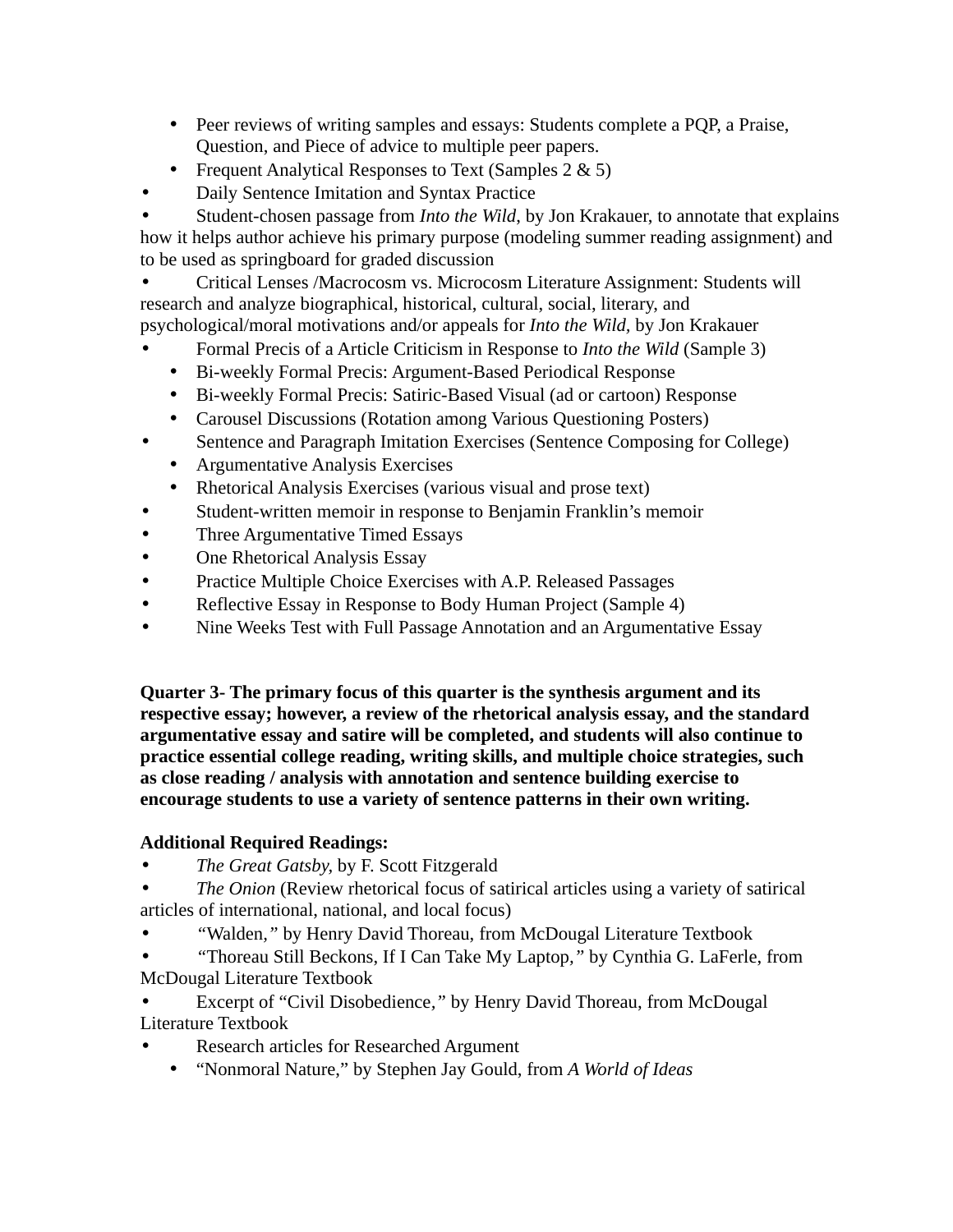- Peer reviews of writing samples and essays: Students complete a PQP, a Praise, Question, and Piece of advice to multiple peer papers.
- Frequent Analytical Responses to Text (Samples 2 & 5)
- Daily Sentence Imitation and Syntax Practice
- Student-chosen passage from *Into the Wild*, by Jon Krakauer, to annotate that explains how it helps author achieve his primary purpose (modeling summer reading assignment) and to be used as springboard for graded discussion
- Critical Lenses /Macrocosm vs. Microcosm Literature Assignment: Students will research and analyze biographical, historical, cultural, social, literary, and psychological/moral motivations and/or appeals for *Into the Wild*, by Jon Krakauer
- Formal Precis of a Article Criticism in Response to *Into the Wild* (Sample 3)
- Bi-weekly Formal Precis: Argument-Based Periodical Response
- Bi-weekly Formal Precis: Satiric-Based Visual (ad or cartoon) Response
- Carousel Discussions (Rotation among Various Questioning Posters)
- Sentence and Paragraph Imitation Exercises (Sentence Composing for College)
- Argumentative Analysis Exercises
- Rhetorical Analysis Exercises (various visual and prose text)
- Student-written memoir in response to Benjamin Franklin's memoir
- Three Argumentative Timed Essays
- One Rhetorical Analysis Essay
- Practice Multiple Choice Exercises with A.P. Released Passages
- Reflective Essay in Response to Body Human Project (Sample 4)
- Nine Weeks Test with Full Passage Annotation and an Argumentative Essay

**Quarter 3- The primary focus of this quarter is the synthesis argument and its respective essay; however, a review of the rhetorical analysis essay, and the standard argumentative essay and satire will be completed, and students will also continue to practice essential college reading, writing skills, and multiple choice strategies, such as close reading / analysis with annotation and sentence building exercise to encourage students to use a variety of sentence patterns in their own writing.**

**Additional Required Readings:**

- *The Great Gatsby*, by F. Scott Fitzgerald
- *The Onion* (Review rhetorical focus of satirical articles using a variety of satirical articles of international, national, and local focus)
- "Walden," by Henry David Thoreau, from McDougal Literature Textbook
- "Thoreau Still Beckons, If I Can Take My Laptop," by Cynthia G. LaFerle, from McDougal Literature Textbook
- Excerpt of "Civil Disobedience," by Henry David Thoreau, from McDougal Literature Textbook
- Research articles for Researched Argument
- "Nonmoral Nature," by Stephen Jay Gould, from *A World of Ideas*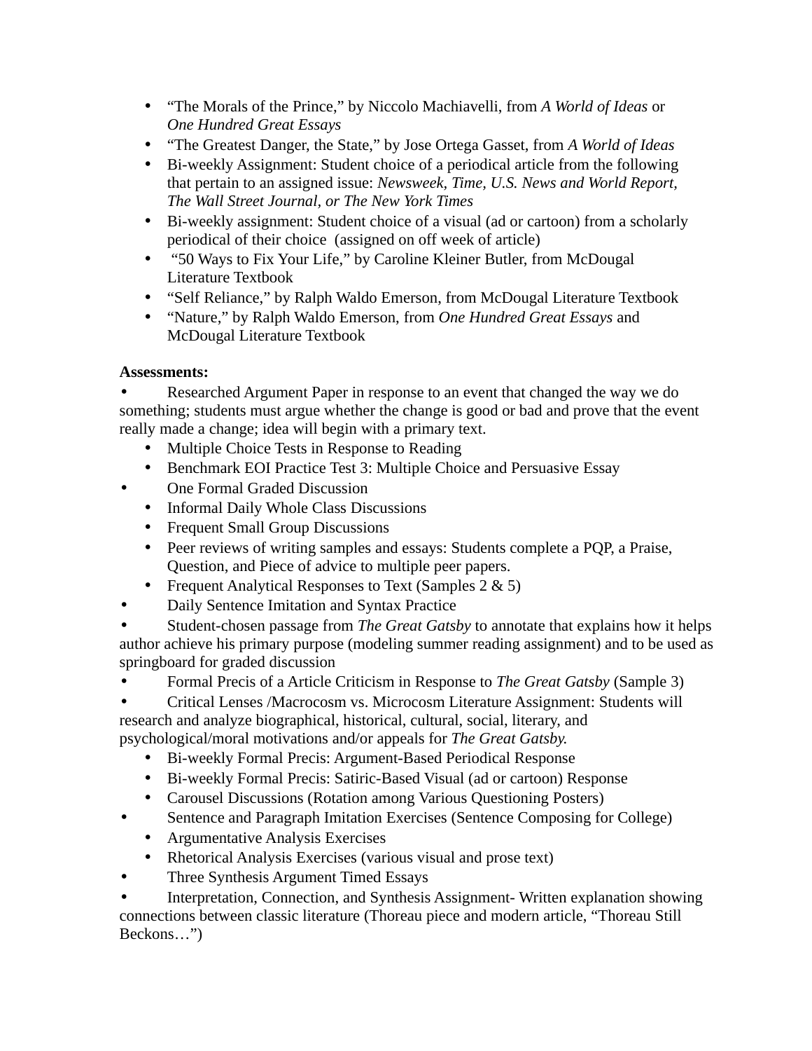- "The Morals of the Prince," by Niccolo Machiavelli, from *A World of Ideas* or *One Hundred Great Essays*
- "The Greatest Danger, the State," by Jose Ortega Gasset, from *A World of Ideas*
- Bi-weekly Assignment: Student choice of a periodical article from the following that pertain to an assigned issue: *Newsweek, Time, U.S. News and World Report, The Wall Street Journal, or The New York Times*
- Bi-weekly assignment: Student choice of a visual (ad or cartoon) from a scholarly periodical of their choice (assigned on off week of article)
- "50 Ways to Fix Your Life," by Caroline Kleiner Butler, from McDougal Literature Textbook
- "Self Reliance," by Ralph Waldo Emerson, from McDougal Literature Textbook
- "Nature," by Ralph Waldo Emerson, from *One Hundred Great Essays* and McDougal Literature Textbook

**Assessments:**

- Researched Argument Paper in response to an event that changed the way we do something; students must argue whether the change is good or bad and prove that the event really made a change; idea will begin with a primary text.
- Multiple Choice Tests in Response to Reading
- Benchmark EOI Practice Test 3: Multiple Choice and Persuasive Essay
- One Formal Graded Discussion
- Informal Daily Whole Class Discussions
- Frequent Small Group Discussions
- Peer reviews of writing samples and essays: Students complete a PQP, a Praise, Question, and Piece of advice to multiple peer papers.
- Frequent Analytical Responses to Text (Samples 2 & 5)
- Daily Sentence Imitation and Syntax Practice
- Student-chosen passage from *The Great Gatsby* to annotate that explains how it helps author achieve his primary purpose (modeling summer reading assignment) and to be used as springboard for graded discussion
- Formal Precis of a Article Criticism in Response to *The Great Gatsby* (Sample 3)
- Critical Lenses /Macrocosm vs. Microcosm Literature Assignment: Students will research and analyze biographical, historical, cultural, social, literary, and psychological/moral motivations and/or appeals for *The Great Gatsby.*
- Bi-weekly Formal Precis: Argument-Based Periodical Response
- Bi-weekly Formal Precis: Satiric-Based Visual (ad or cartoon) Response
- Carousel Discussions (Rotation among Various Questioning Posters)
- Sentence and Paragraph Imitation Exercises (Sentence Composing for College)
- Argumentative Analysis Exercises
- Rhetorical Analysis Exercises (various visual and prose text)
- Three Synthesis Argument Timed Essays
- Interpretation, Connection, and Synthesis Assignment- Written explanation showing connections between classic literature (Thoreau piece and modern article, "Thoreau Still Beckons…")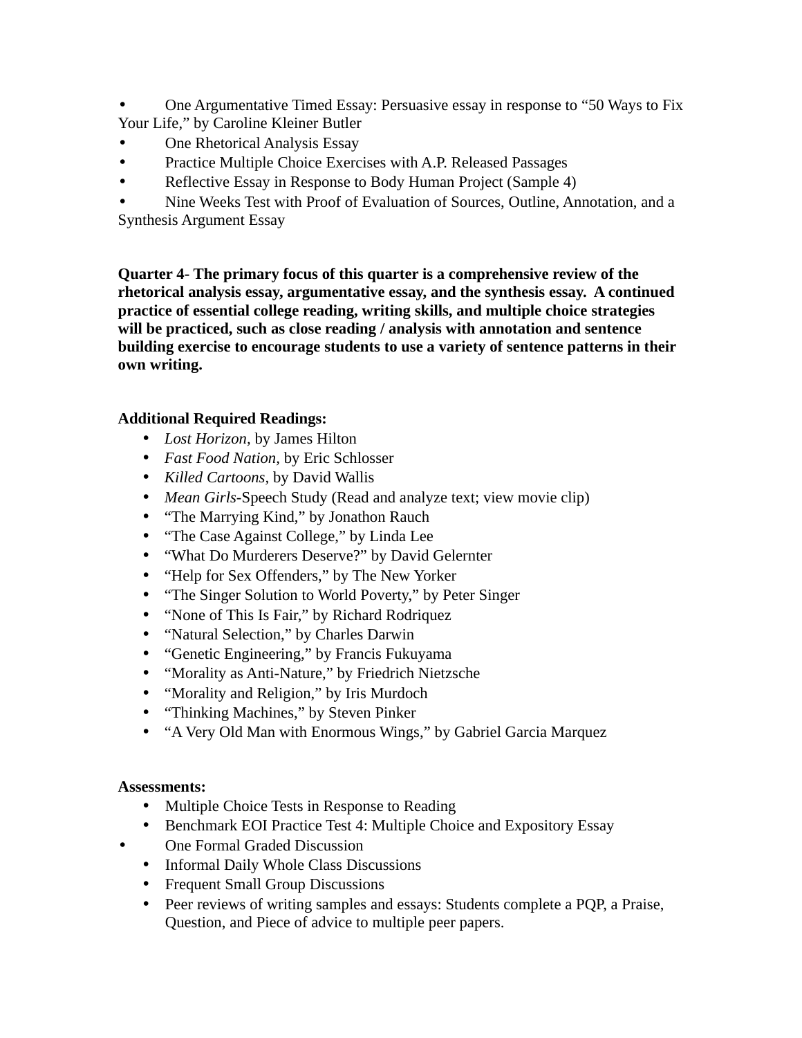- One Argumentative Timed Essay: Persuasive essay in response to "50 Ways to Fix Your Life," by Caroline Kleiner Butler
- One Rhetorical Analysis Essay
- Practice Multiple Choice Exercises with A.P. Released Passages
- Reflective Essay in Response to Body Human Project (Sample 4)
- Nine Weeks Test with Proof of Evaluation of Sources, Outline, Annotation, and a Synthesis Argument Essay

**Quarter 4- The primary focus of this quarter is a comprehensive review of the rhetorical analysis essay, argumentative essay, and the synthesis essay. A continued practice of essential college reading, writing skills, and multiple choice strategies will be practiced, such as close reading / analysis with annotation and sentence building exercise to encourage students to use a variety of sentence patterns in their own writing.**

**Additional Required Readings:**

- *Lost Horizon*, by James Hilton
- *Fast Food Nation*, by Eric Schlosser
- *Killed Cartoons*, by David Wallis
- *Mean Girls*-Speech Study (Read and analyze text; view movie clip)
- "The Marrying Kind," by Jonathon Rauch
- "The Case Against College," by Linda Lee
- "What Do Murderers Deserve?" by David Gelernter
- "Help for Sex Offenders," by The New Yorker
- "The Singer Solution to World Poverty," by Peter Singer
- "None of This Is Fair," by Richard Rodriquez
- "Natural Selection," by Charles Darwin
- "Genetic Engineering," by Francis Fukuyama
- "Morality as Anti-Nature," by Friedrich Nietzsche
- "Morality and Religion," by Iris Murdoch
- "Thinking Machines," by Steven Pinker
- "A Very Old Man with Enormous Wings," by Gabriel Garcia Marquez

**Assessments:**

- Multiple Choice Tests in Response to Reading
- Benchmark EOI Practice Test 4: Multiple Choice and Expository Essay
- One Formal Graded Discussion
- Informal Daily Whole Class Discussions
- Frequent Small Group Discussions
- Peer reviews of writing samples and essays: Students complete a PQP, a Praise, Question, and Piece of advice to multiple peer papers.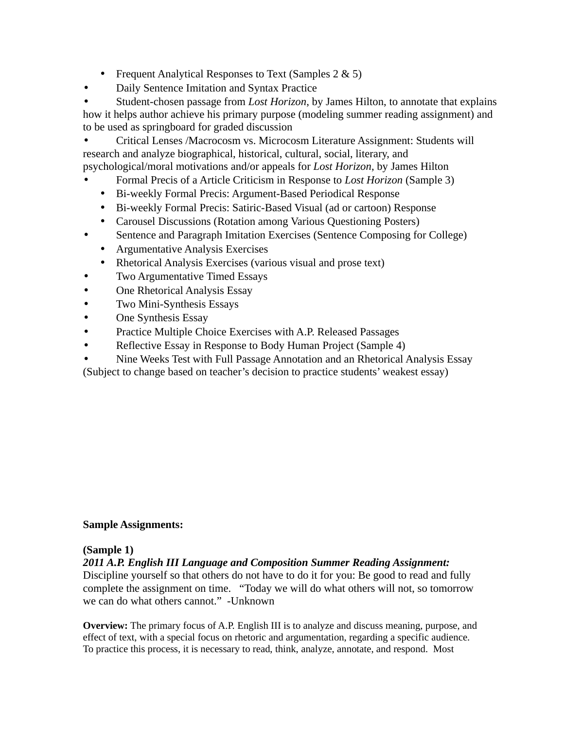- Frequent Analytical Responses to Text (Samples 2 & 5)
- Daily Sentence Imitation and Syntax Practice
- Student-chosen passage from *Lost Horizon*, by James Hilton, to annotate that explains how it helps author achieve his primary purpose (modeling summer reading assignment) and to be used as springboard for graded discussion
- Critical Lenses /Macrocosm vs. Microcosm Literature Assignment: Students will research and analyze biographical, historical, cultural, social, literary, and psychological/moral motivations and/or appeals for *Lost Horizon*, by James Hilton
- Formal Precis of a Article Criticism in Response to *Lost Horizon* (Sample 3)
- Bi-weekly Formal Precis: Argument-Based Periodical Response
- Bi-weekly Formal Precis: Satiric-Based Visual (ad or cartoon) Response
- Carousel Discussions (Rotation among Various Questioning Posters)
- Sentence and Paragraph Imitation Exercises (Sentence Composing for College)
- Argumentative Analysis Exercises
- Rhetorical Analysis Exercises (various visual and prose text)
- Two Argumentative Timed Essays
- One Rhetorical Analysis Essay
- Two Mini-Synthesis Essays
- One Synthesis Essay
- Practice Multiple Choice Exercises with A.P. Released Passages
- Reflective Essay in Response to Body Human Project (Sample 4)
- Nine Weeks Test with Full Passage Annotation and an Rhetorical Analysis Essay (Subject to change based on teacher's decision to practice students' weakest essay)

**Sample Assignments:**

**(Sample 1)**
***2011 A.P. English III Language and Composition Summer Reading Assignment:***
Discipline yourself so that others do not have to do it for you: Be good to read and fully complete the assignment on time. "Today we will do what others will not, so tomorrow we can do what others cannot." -Unknown

**Overview:** The primary focus of A.P. English III is to analyze and discuss meaning, purpose, and effect of text, with a special focus on rhetoric and argumentation, regarding a specific audience. To practice this process, it is necessary to read, think, analyze, annotate, and respond. Most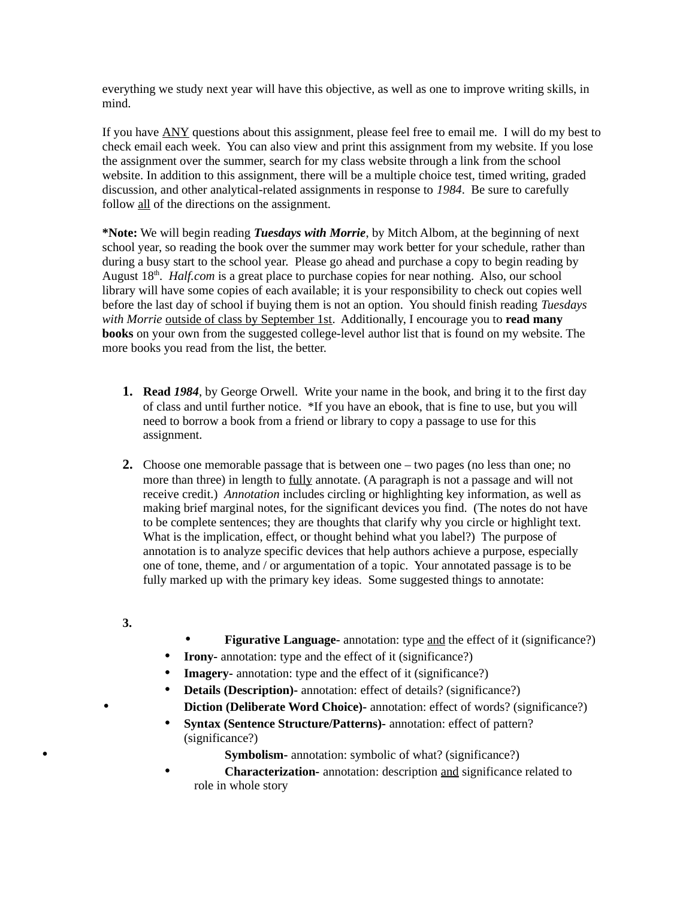everything we study next year will have this objective, as well as one to improve writing skills, in mind.

If you have ANY questions about this assignment, please feel free to email me. I will do my best to check email each week. You can also view and print this assignment from my website. If you lose the assignment over the summer, search for my class website through a link from the school website. In addition to this assignment, there will be a multiple choice test, timed writing, graded discussion, and other analytical-related assignments in response to *1984*. Be sure to carefully follow all of the directions on the assignment.

***Note:** We will begin reading ***Tuesdays with Morrie***, by Mitch Albom, at the beginning of next school year, so reading the book over the summer may work better for your schedule, rather than during a busy start to the school year. Please go ahead and purchase a copy to begin reading by August 18th. *Half.com* is a great place to purchase copies for near nothing. Also, our school library will have some copies of each available; it is your responsibility to check out copies well before the last day of school if buying them is not an option. You should finish reading *Tuesdays with Morrie* outside of class by September 1st. Additionally, I encourage you to **read many books** on your own from the suggested college-level author list that is found on my website. The more books you read from the list, the better.

1. **Read *1984***, by George Orwell. Write your name in the book, and bring it to the first day of class and until further notice. *If you have an ebook, that is fine to use, but you will need to borrow a book from a friend or library to copy a passage to use for this assignment.

2. Choose one memorable passage that is between one – two pages (no less than one; no more than three) in length to fully annotate. (A paragraph is not a passage and will not receive credit.) *Annotation* includes circling or highlighting key information, as well as making brief marginal notes, for the significant devices you find. (The notes do not have to be complete sentences; they are thoughts that clarify why you circle or highlight text. What is the implication, effect, or thought behind what you label?) The purpose of annotation is to analyze specific devices that help authors achieve a purpose, especially one of tone, theme, and / or argumentation of a topic. Your annotated passage is to be fully marked up with the primary key ideas. Some suggested things to annotate:

3.
    - **Figurative Language-** annotation: type and the effect of it (significance?)
    - **Irony-** annotation: type and the effect of it (significance?)
    - **Imagery-** annotation: type and the effect of it (significance?)
    - **Details (Description)-** annotation: effect of details? (significance?)
    - **Diction (Deliberate Word Choice)-** annotation: effect of words? (significance?)
    - **Syntax (Sentence Structure/Patterns)-** annotation: effect of pattern? (significance?)
    - **Symbolism-** annotation: symbolic of what? (significance?)
    - **Characterization-** annotation: description and significance related to role in whole story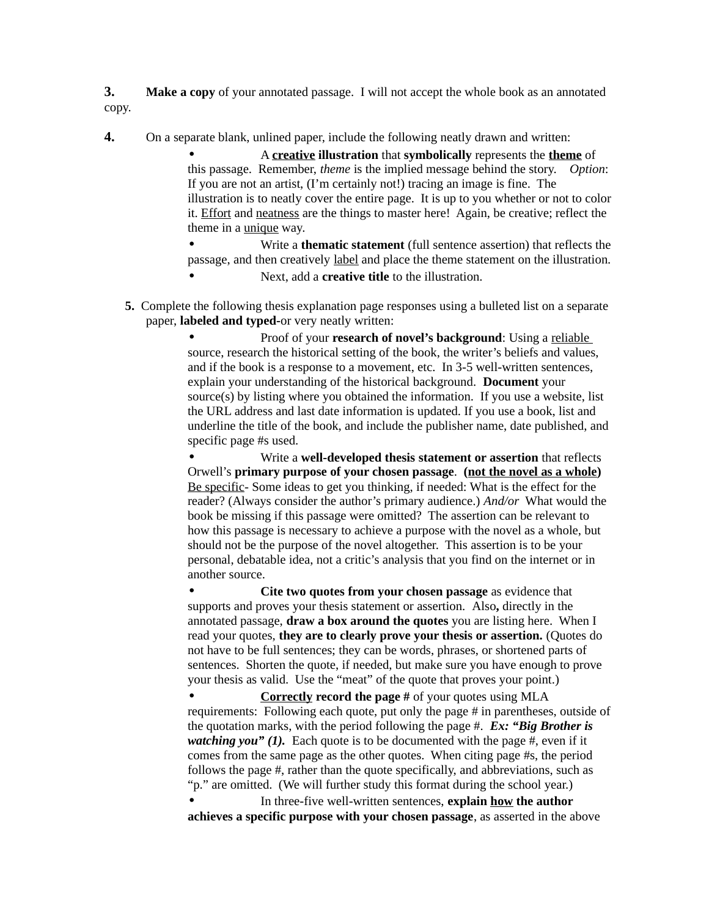**3.** **Make a copy** of your annotated passage. I will not accept the whole book as an annotated copy.

**4.** On a separate blank, unlined paper, include the following neatly drawn and written:

- A <u>**creative**</u> **illustration** that **symbolically** represents the <u>**theme**</u> of this passage. Remember, *theme* is the implied message behind the story. *Option*: If you are not an artist, (I'm certainly not!) tracing an image is fine. The illustration is to neatly cover the entire page. It is up to you whether or not to color it. <u>Effort</u> and <u>neatness</u> are the things to master here! Again, be creative; reflect the theme in a <u>unique</u> way.
- Write a **thematic statement** (full sentence assertion) that reflects the passage, and then creatively <u>label</u> and place the theme statement on the illustration.
- Next, add a **creative title** to the illustration.

**5.** Complete the following thesis explanation page responses using a bulleted list on a separate paper, **labeled and typed**-or very neatly written:

- Proof of your **research of novel's background**: Using a <u>reliable</u> source, research the historical setting of the book, the writer's beliefs and values, and if the book is a response to a movement, etc. In 3-5 well-written sentences, explain your understanding of the historical background. **Document** your source(s) by listing where you obtained the information. If you use a website, list the URL address and last date information is updated. If you use a book, list and underline the title of the book, and include the publisher name, date published, and specific page #s used.
- Write a **well-developed thesis statement or assertion** that reflects Orwell's **primary purpose of your chosen passage**. **(<u>not the novel as a whole</u>)** <u>Be specific</u>- Some ideas to get you thinking, if needed: What is the effect for the reader? (Always consider the author's primary audience.) *And/or* What would the book be missing if this passage were omitted? The assertion can be relevant to how this passage is necessary to achieve a purpose with the novel as a whole, but should not be the purpose of the novel altogether. This assertion is to be your personal, debatable idea, not a critic's analysis that you find on the internet or in another source.
- **Cite two quotes from your chosen passage** as evidence that supports and proves your thesis statement or assertion. Also**,** directly in the annotated passage, **draw a box around the quotes** you are listing here. When I read your quotes, **they are to clearly prove your thesis or assertion.** (Quotes do not have to be full sentences; they can be words, phrases, or shortened parts of sentences. Shorten the quote, if needed, but make sure you have enough to prove your thesis as valid. Use the "meat" of the quote that proves your point.)
- <u>**Correctly**</u> **record the page #** of your quotes using MLA requirements: Following each quote, put only the page # in parentheses, outside of the quotation marks, with the period following the page #. ***Ex: "Big Brother is watching you" (1).*** Each quote is to be documented with the page #, even if it comes from the same page as the other quotes. When citing page #s, the period follows the page #, rather than the quote specifically, and abbreviations, such as "p." are omitted. (We will further study this format during the school year.)
- In three-five well-written sentences, **explain <u>how</u> the author achieves a specific purpose with your chosen passage**, as asserted in the above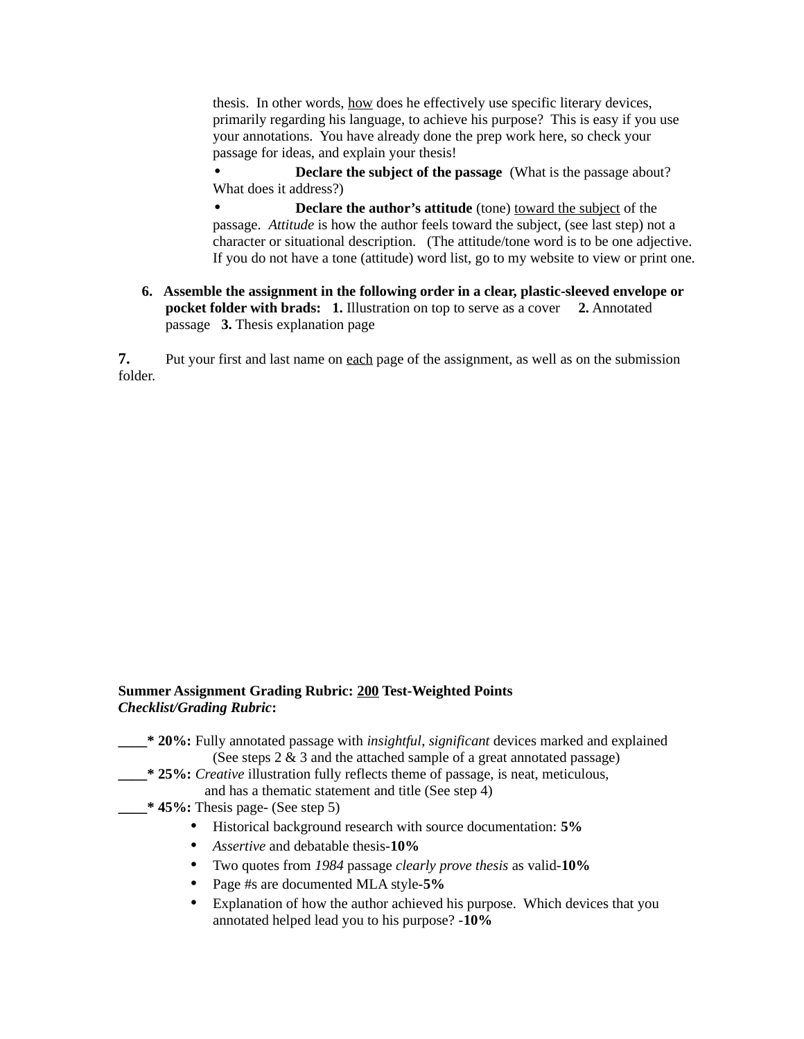thesis. In other words, <u>how</u> does he effectively use specific literary devices, primarily regarding his language, to achieve his purpose? This is easy if you use your annotations. You have already done the prep work here, so check your passage for ideas, and explain your thesis!

- **Declare the subject of the passage** (What is the passage about? What does it address?)
- **Declare the author's attitude** (tone) <u>toward the subject</u> of the passage. *Attitude* is how the author feels toward the subject, (see last step) not a character or situational description. (The attitude/tone word is to be one adjective. If you do not have a tone (attitude) word list, go to my website to view or print one.

6. **Assemble the assignment in the following order in a clear, plastic-sleeved envelope or pocket folder with brads:** **1.** Illustration on top to serve as a cover **2.** Annotated passage **3.** Thesis explanation page

7. Put your first and last name on <u>each</u> page of the assignment, as well as on the submission folder.

**Summer Assignment Grading Rubric: <u>200</u> Test-Weighted Points**
***Checklist/Grading Rubric*:**

**____* 20%:** Fully annotated passage with *insightful*, *significant* devices marked and explained (See steps 2 & 3 and the attached sample of a great annotated passage)

**____* 25%:** *Creative* illustration fully reflects theme of passage, is neat, meticulous, and has a thematic statement and title (See step 4)

**____* 45%:** Thesis page- (See step 5)

- Historical background research with source documentation: **5%**
- *Assertive* and debatable thesis-**10%**
- Two quotes from *1984* passage *clearly prove thesis* as valid-**10%**
- Page #s are documented MLA style-**5%**
- Explanation of how the author achieved his purpose. Which devices that you annotated helped lead you to his purpose? -**10%**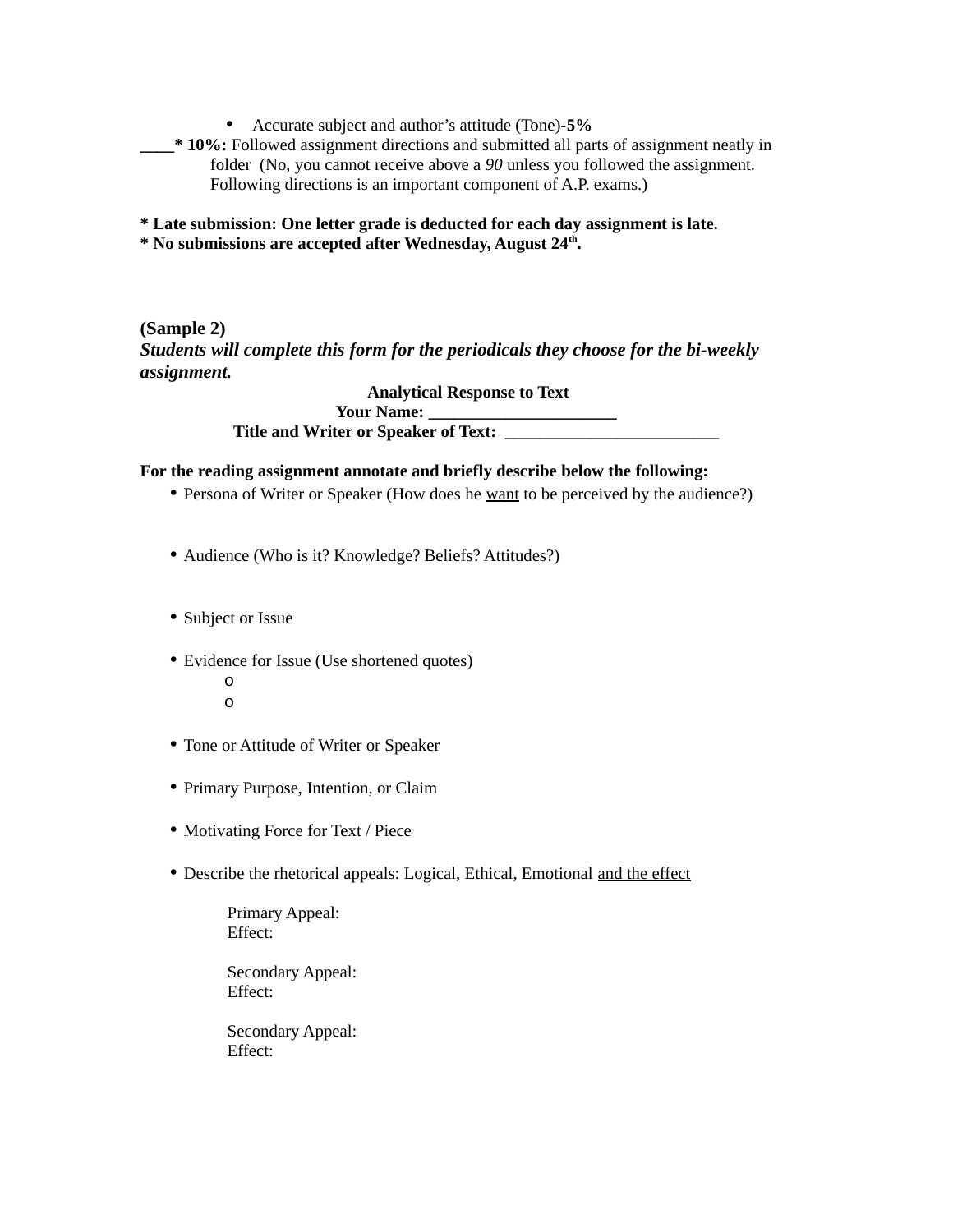- Accurate subject and author's attitude (Tone)-**5%**

____**\* 10%:** Followed assignment directions and submitted all parts of assignment neatly in folder (No, you cannot receive above a *90* unless you followed the assignment. Following directions is an important component of A.P. exams.)

**\* Late submission: One letter grade is deducted for each day assignment is late.**
**\* No submissions are accepted after Wednesday, August 24th.**

**(Sample 2)**
***Students will complete this form for the periodicals they choose for the bi-weekly assignment.***

**Analytical Response to Text**

**Your Name: ______________________**

**Title and Writer or Speaker of Text: _________________________**

**For the reading assignment annotate and briefly describe below the following:**

- Persona of Writer or Speaker (How does he <u>want</u> to be perceived by the audience?)

- Audience (Who is it? Knowledge? Beliefs? Attitudes?)

- Subject or Issue

- Evidence for Issue (Use shortened quotes)
  - 
  - 

- Tone or Attitude of Writer or Speaker

- Primary Purpose, Intention, or Claim

- Motivating Force for Text / Piece

- Describe the rhetorical appeals: Logical, Ethical, Emotional <u>and the effect</u>

  Primary Appeal:
  Effect:

  Secondary Appeal:
  Effect:

  Secondary Appeal:
  Effect: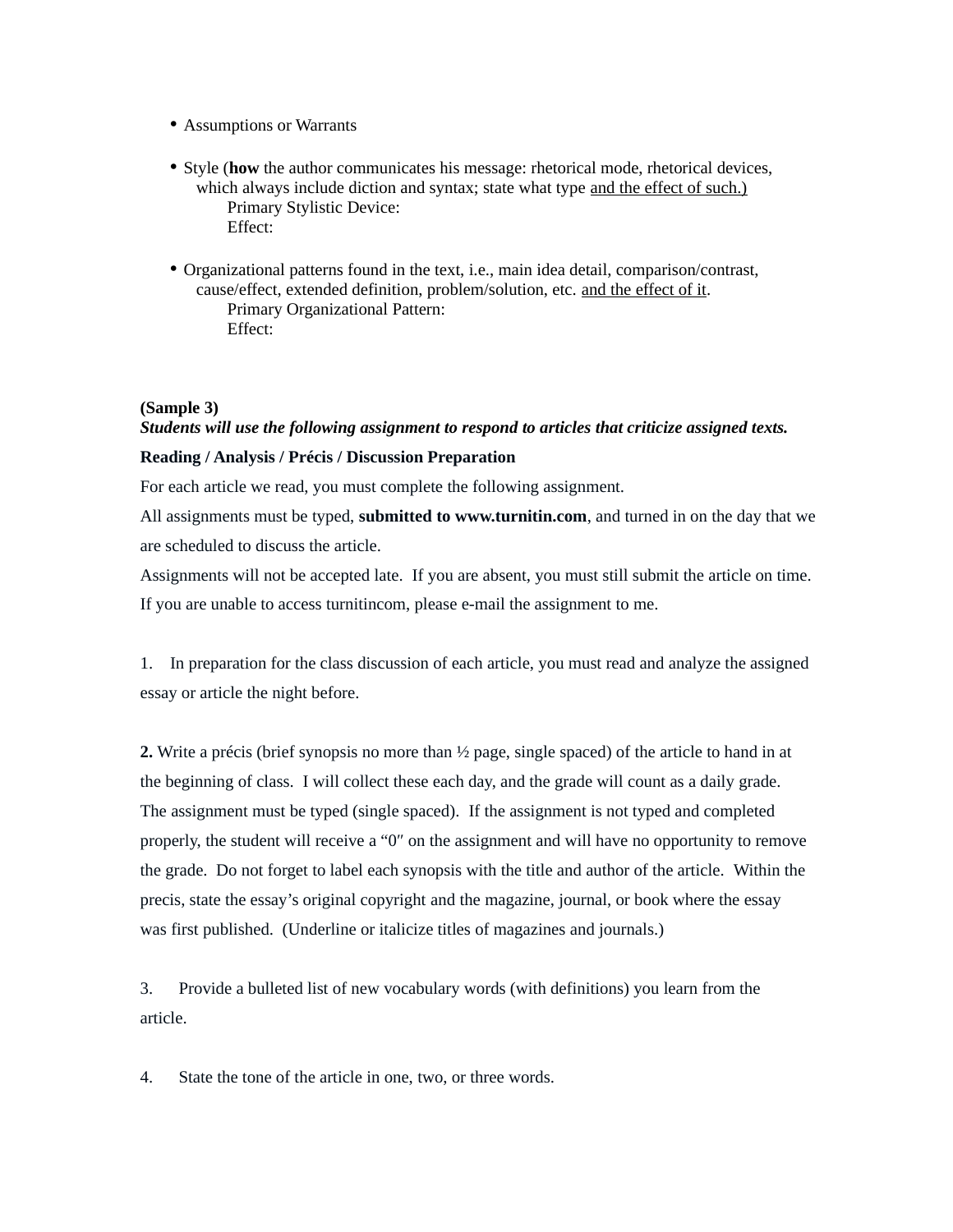- Assumptions or Warrants
- Style (**how** the author communicates his message: rhetorical mode, rhetorical devices, which always include diction and syntax; state what type <u>and the effect of such.)</u>
  - Primary Stylistic Device:
  - Effect:
- Organizational patterns found in the text, i.e., main idea detail, comparison/contrast, cause/effect, extended definition, problem/solution, etc. <u>and the effect of it</u>.
  - Primary Organizational Pattern:
  - Effect:

**(Sample 3)**

***Students will use the following assignment to respond to articles that criticize assigned texts.***

**Reading / Analysis / Précis / Discussion Preparation**

For each article we read, you must complete the following assignment.

All assignments must be typed, **submitted to www.turnitin.com**, and turned in on the day that we are scheduled to discuss the article.

Assignments will not be accepted late. If you are absent, you must still submit the article on time. If you are unable to access turnitincom, please e-mail the assignment to me.

1. In preparation for the class discussion of each article, you must read and analyze the assigned essay or article the night before.

**2.** Write a précis (brief synopsis no more than ½ page, single spaced) of the article to hand in at the beginning of class. I will collect these each day, and the grade will count as a daily grade. The assignment must be typed (single spaced). If the assignment is not typed and completed properly, the student will receive a "0" on the assignment and will have no opportunity to remove the grade. Do not forget to label each synopsis with the title and author of the article. Within the precis, state the essay's original copyright and the magazine, journal, or book where the essay was first published. (Underline or italicize titles of magazines and journals.)

3. Provide a bulleted list of new vocabulary words (with definitions) you learn from the article.

4. State the tone of the article in one, two, or three words.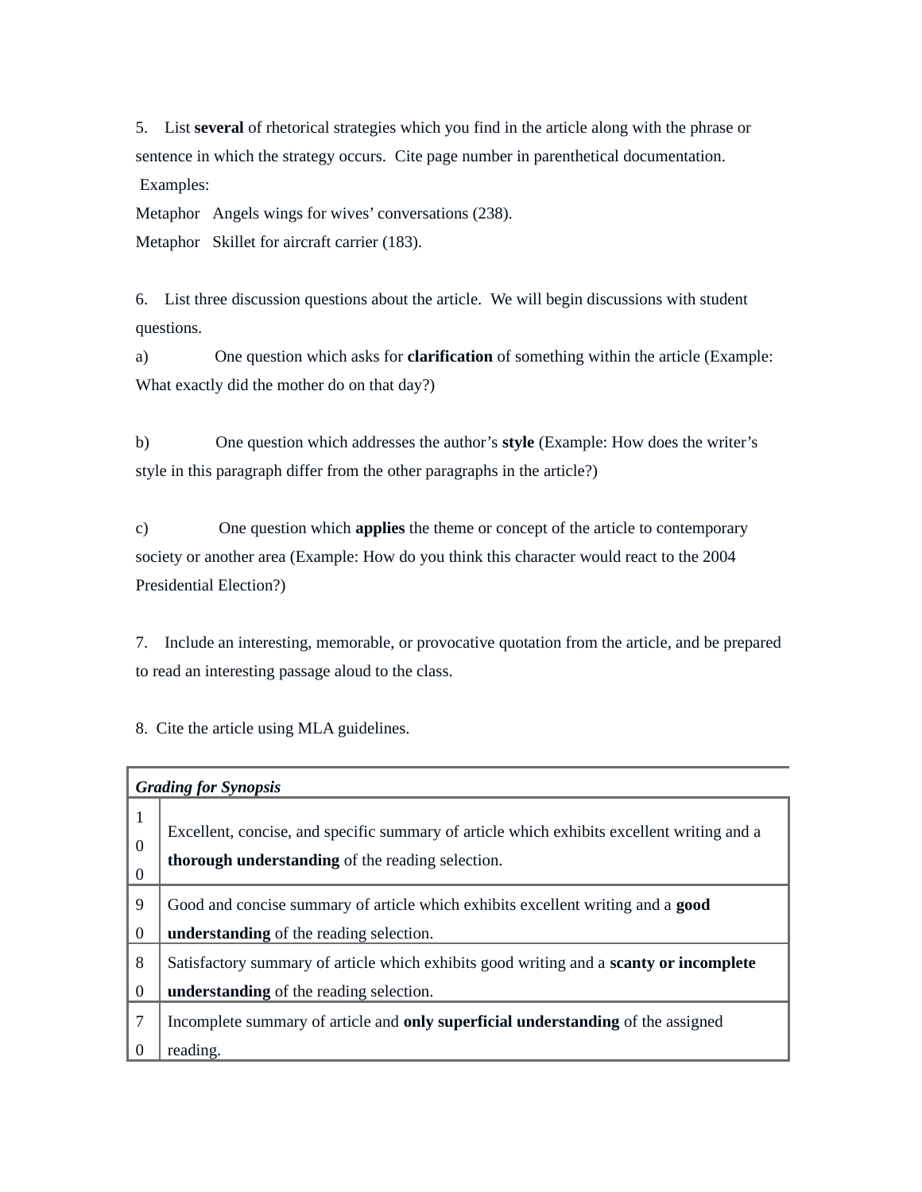5. List **several** of rhetorical strategies which you find in the article along with the phrase or sentence in which the strategy occurs. Cite page number in parenthetical documentation.

Examples:

Metaphor Angels wings for wives' conversations (238).

Metaphor Skillet for aircraft carrier (183).

6. List three discussion questions about the article. We will begin discussions with student questions.

a) One question which asks for **clarification** of something within the article (Example: What exactly did the mother do on that day?)

b) One question which addresses the author's **style** (Example: How does the writer's style in this paragraph differ from the other paragraphs in the article?)

c) One question which **applies** the theme or concept of the article to contemporary society or another area (Example: How do you think this character would react to the 2004 Presidential Election?)

7. Include an interesting, memorable, or provocative quotation from the article, and be prepared to read an interesting passage aloud to the class.

8. Cite the article using MLA guidelines.

| ***Grading for Synopsis*** | |
|---|---|
| 100 | Excellent, concise, and specific summary of article which exhibits excellent writing and a **thorough understanding** of the reading selection. |
| 90 | Good and concise summary of article which exhibits excellent writing and a **good understanding** of the reading selection. |
| 80 | Satisfactory summary of article which exhibits good writing and a **scanty or incomplete understanding** of the reading selection. |
| 70 | Incomplete summary of article and **only superficial understanding** of the assigned reading. |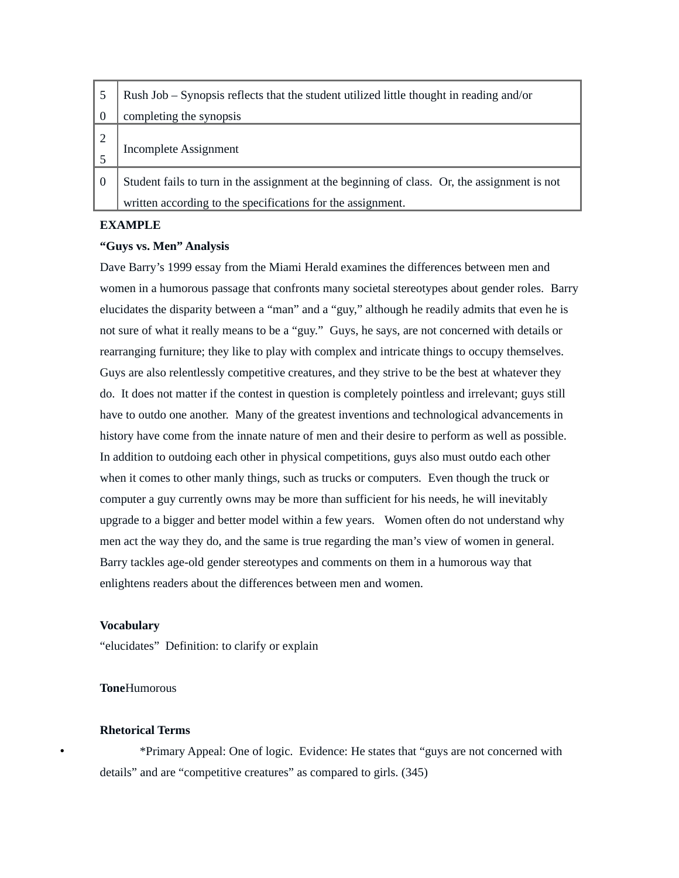| 50 | Rush Job – Synopsis reflects that the student utilized little thought in reading and/or completing the synopsis |
|---|---|
| 25 | Incomplete Assignment |
| 0 | Student fails to turn in the assignment at the beginning of class. Or, the assignment is not written according to the specifications for the assignment. |

**EXAMPLE**

**“Guys vs. Men” Analysis**

Dave Barry’s 1999 essay from the Miami Herald examines the differences between men and women in a humorous passage that confronts many societal stereotypes about gender roles. Barry elucidates the disparity between a “man” and a “guy,” although he readily admits that even he is not sure of what it really means to be a “guy.” Guys, he says, are not concerned with details or rearranging furniture; they like to play with complex and intricate things to occupy themselves. Guys are also relentlessly competitive creatures, and they strive to be the best at whatever they do. It does not matter if the contest in question is completely pointless and irrelevant; guys still have to outdo one another. Many of the greatest inventions and technological advancements in history have come from the innate nature of men and their desire to perform as well as possible. In addition to outdoing each other in physical competitions, guys also must outdo each other when it comes to other manly things, such as trucks or computers. Even though the truck or computer a guy currently owns may be more than sufficient for his needs, he will inevitably upgrade to a bigger and better model within a few years. Women often do not understand why men act the way they do, and the same is true regarding the man’s view of women in general. Barry tackles age-old gender stereotypes and comments on them in a humorous way that enlightens readers about the differences between men and women.

**Vocabulary**

“elucidates” Definition: to clarify or explain

**Tone**Humorous

**Rhetorical Terms**

- *Primary Appeal: One of logic. Evidence: He states that “guys are not concerned with details” and are “competitive creatures” as compared to girls. (345)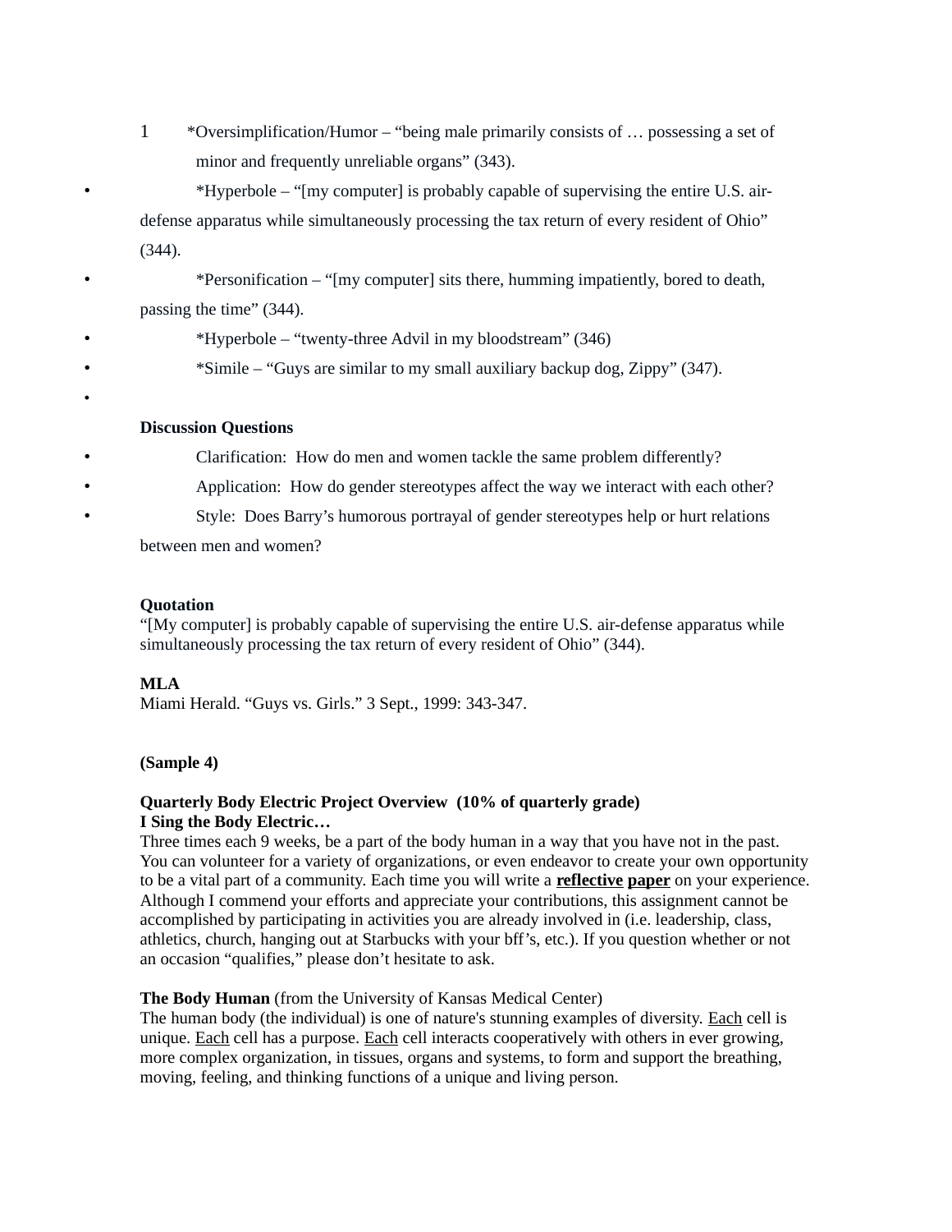1. *Oversimplification/Humor – "being male primarily consists of … possessing a set of minor and frequently unreliable organs" (343).

- *Hyperbole – "[my computer] is probably capable of supervising the entire U.S. air-defense apparatus while simultaneously processing the tax return of every resident of Ohio" (344).
- *Personification – "[my computer] sits there, humming impatiently, bored to death, passing the time" (344).
- *Hyperbole – "twenty-three Advil in my bloodstream" (346)
- *Simile – "Guys are similar to my small auxiliary backup dog, Zippy" (347).

**Discussion Questions**

- Clarification: How do men and women tackle the same problem differently?
- Application: How do gender stereotypes affect the way we interact with each other?
- Style: Does Barry's humorous portrayal of gender stereotypes help or hurt relations between men and women?

**Quotation**
"[My computer] is probably capable of supervising the entire U.S. air-defense apparatus while simultaneously processing the tax return of every resident of Ohio" (344).

**MLA**
Miami Herald. "Guys vs. Girls." 3 Sept., 1999: 343-347.

**(Sample 4)**

**Quarterly Body Electric Project Overview (10% of quarterly grade)**
**I Sing the Body Electric…**
Three times each 9 weeks, be a part of the body human in a way that you have not in the past. You can volunteer for a variety of organizations, or even endeavor to create your own opportunity to be a vital part of a community. Each time you will write a **reflective paper** on your experience. Although I commend your efforts and appreciate your contributions, this assignment cannot be accomplished by participating in activities you are already involved in (i.e. leadership, class, athletics, church, hanging out at Starbucks with your bff's, etc.). If you question whether or not an occasion "qualifies," please don't hesitate to ask.

**The Body Human** (from the University of Kansas Medical Center)
The human body (the individual) is one of nature's stunning examples of diversity. Each cell is unique. Each cell has a purpose. Each cell interacts cooperatively with others in ever growing, more complex organization, in tissues, organs and systems, to form and support the breathing, moving, feeling, and thinking functions of a unique and living person.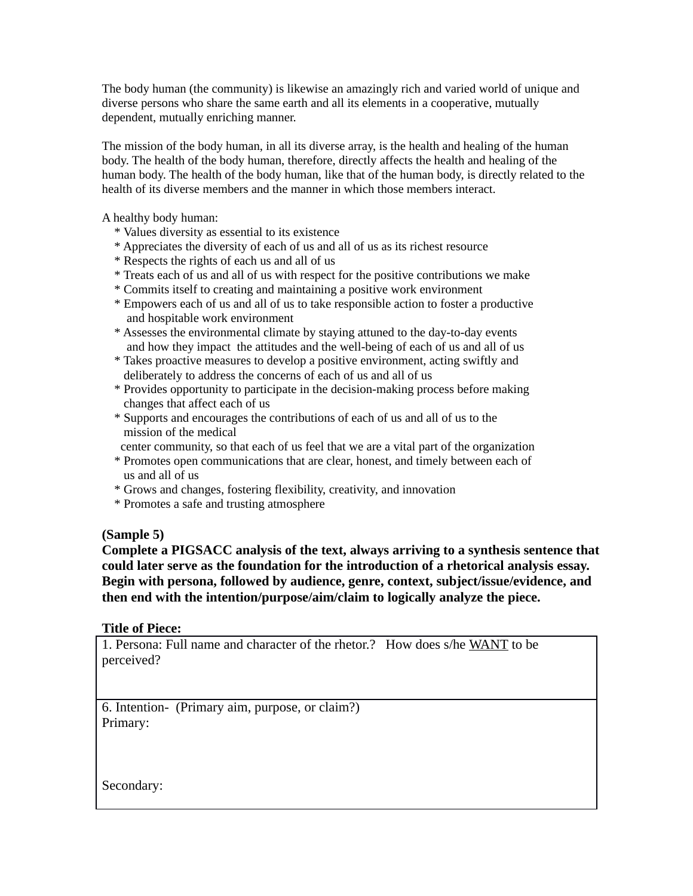The body human (the community) is likewise an amazingly rich and varied world of unique and diverse persons who share the same earth and all its elements in a cooperative, mutually dependent, mutually enriching manner.

The mission of the body human, in all its diverse array, is the health and healing of the human body. The health of the body human, therefore, directly affects the health and healing of the human body. The health of the body human, like that of the human body, is directly related to the health of its diverse members and the manner in which those members interact.

A healthy body human:

* Values diversity as essential to its existence
* Appreciates the diversity of each of us and all of us as its richest resource
* Respects the rights of each us and all of us
* Treats each of us and all of us with respect for the positive contributions we make
* Commits itself to creating and maintaining a positive work environment
* Empowers each of us and all of us to take responsible action to foster a productive and hospitable work environment
* Assesses the environmental climate by staying attuned to the day-to-day events and how they impact the attitudes and the well-being of each of us and all of us
* Takes proactive measures to develop a positive environment, acting swiftly and deliberately to address the concerns of each of us and all of us
* Provides opportunity to participate in the decision-making process before making changes that affect each of us
* Supports and encourages the contributions of each of us and all of us to the mission of the medical center community, so that each of us feel that we are a vital part of the organization
* Promotes open communications that are clear, honest, and timely between each of us and all of us
* Grows and changes, fostering flexibility, creativity, and innovation
* Promotes a safe and trusting atmosphere

**(Sample 5)**

**Complete a PIGSACC analysis of the text, always arriving to a synthesis sentence that could later serve as the foundation for the introduction of a rhetorical analysis essay. Begin with persona, followed by audience, genre, context, subject/issue/evidence, and then end with the intention/purpose/aim/claim to logically analyze the piece.**

**Title of Piece:**

| 1. Persona: Full name and character of the rhetor.? How does s/he <u>WANT</u> to be perceived? |
|---|
| 6. Intention- (Primary aim, purpose, or claim?)<br>Primary:<br><br>Secondary: |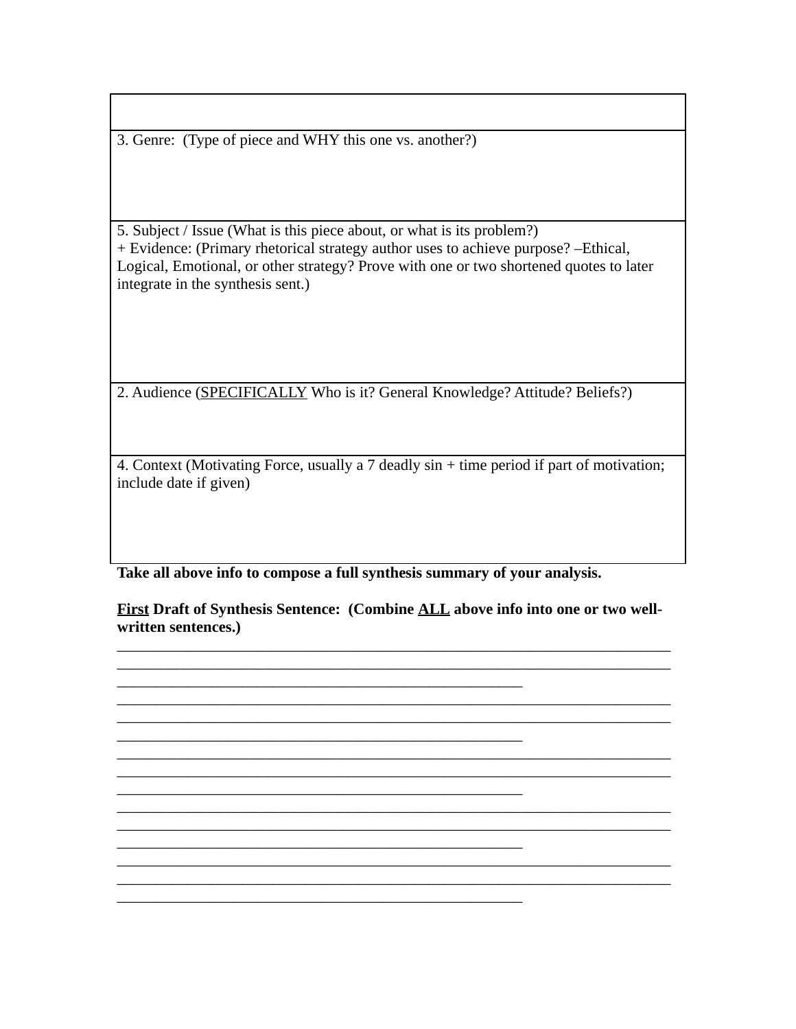| |
|---|
| 3. Genre: (Type of piece and WHY this one vs. another?) |
| 5. Subject / Issue (What is this piece about, or what is its problem?)<br>+ Evidence: (Primary rhetorical strategy author uses to achieve purpose? –Ethical, Logical, Emotional, or other strategy? Prove with one or two shortened quotes to later integrate in the synthesis sent.) |
| 2. Audience (<u>SPECIFICALLY</u> Who is it? General Knowledge? Attitude? Beliefs?) |
| 4. Context (Motivating Force, usually a 7 deadly sin + time period if part of motivation; include date if given) |

**Take all above info to compose a full synthesis summary of your analysis.**

**<u>First</u> Draft of Synthesis Sentence: (Combine <u>ALL</u> above info into one or two well-written sentences.)**

______________________________________________________________________
______________________________________________________________________
_________________________________________________
______________________________________________________________________
______________________________________________________________________
_________________________________________________
______________________________________________________________________
______________________________________________________________________
_________________________________________________
______________________________________________________________________
______________________________________________________________________
_________________________________________________
______________________________________________________________________
______________________________________________________________________
_________________________________________________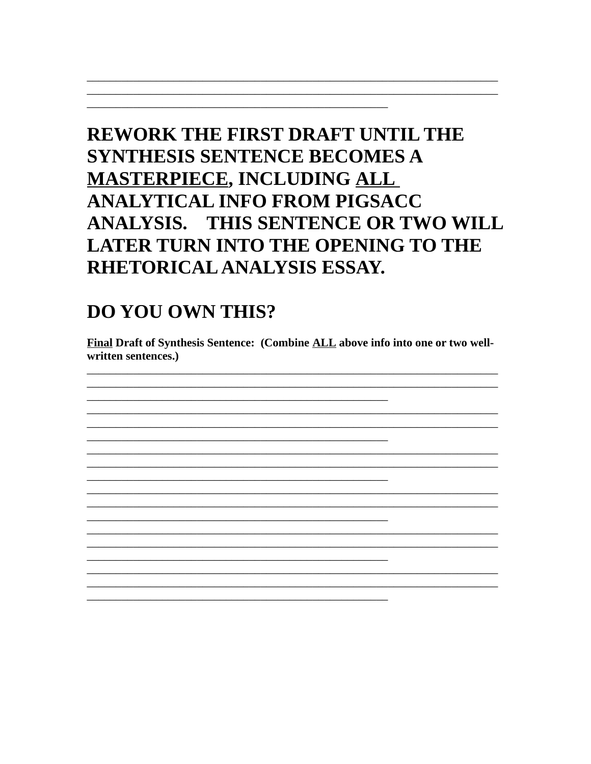\_\_\_\_\_\_\_\_\_\_\_\_\_\_\_\_\_\_\_\_\_\_\_\_\_\_\_\_\_\_\_\_\_\_\_\_\_\_\_\_\_\_\_\_\_\_\_\_\_\_\_\_\_\_\_\_\_\_\_\_\_\_\_\_\_\_

\_\_\_\_\_\_\_\_\_\_\_\_\_\_\_\_\_\_\_\_\_\_\_\_\_\_\_\_\_\_\_\_\_\_\_\_\_\_\_\_\_\_\_\_\_\_\_\_\_\_\_\_\_\_\_\_\_\_\_\_\_\_\_\_\_\_

\_\_\_\_\_\_\_\_\_\_\_\_\_\_\_\_\_\_\_\_\_\_\_\_\_\_\_\_\_\_\_\_\_\_\_\_\_\_\_\_\_\_\_\_\_\_\_\_\_\_

## REWORK THE FIRST DRAFT UNTIL THE SYNTHESIS SENTENCE BECOMES A <u>MASTERPIECE</u>, INCLUDING <u>ALL</u> ANALYTICAL INFO FROM PIGSACC ANALYSIS. THIS SENTENCE OR TWO WILL LATER TURN INTO THE OPENING TO THE RHETORICAL ANALYSIS ESSAY.

## DO YOU OWN THIS?

**<u>Final</u> Draft of Synthesis Sentence: (Combine <u>ALL</u> above info into one or two well-written sentences.)**

\_\_\_\_\_\_\_\_\_\_\_\_\_\_\_\_\_\_\_\_\_\_\_\_\_\_\_\_\_\_\_\_\_\_\_\_\_\_\_\_\_\_\_\_\_\_\_\_\_\_\_\_\_\_\_\_\_\_\_\_\_\_\_\_\_\_

\_\_\_\_\_\_\_\_\_\_\_\_\_\_\_\_\_\_\_\_\_\_\_\_\_\_\_\_\_\_\_\_\_\_\_\_\_\_\_\_\_\_\_\_\_\_\_\_\_\_\_\_\_\_\_\_\_\_\_\_\_\_\_\_\_\_

\_\_\_\_\_\_\_\_\_\_\_\_\_\_\_\_\_\_\_\_\_\_\_\_\_\_\_\_\_\_\_\_\_\_\_\_\_\_\_\_\_\_\_\_\_\_\_\_\_\_

\_\_\_\_\_\_\_\_\_\_\_\_\_\_\_\_\_\_\_\_\_\_\_\_\_\_\_\_\_\_\_\_\_\_\_\_\_\_\_\_\_\_\_\_\_\_\_\_\_\_\_\_\_\_\_\_\_\_\_\_\_\_\_\_\_\_

\_\_\_\_\_\_\_\_\_\_\_\_\_\_\_\_\_\_\_\_\_\_\_\_\_\_\_\_\_\_\_\_\_\_\_\_\_\_\_\_\_\_\_\_\_\_\_\_\_\_\_\_\_\_\_\_\_\_\_\_\_\_\_\_\_\_

\_\_\_\_\_\_\_\_\_\_\_\_\_\_\_\_\_\_\_\_\_\_\_\_\_\_\_\_\_\_\_\_\_\_\_\_\_\_\_\_\_\_\_\_\_\_\_\_\_\_

\_\_\_\_\_\_\_\_\_\_\_\_\_\_\_\_\_\_\_\_\_\_\_\_\_\_\_\_\_\_\_\_\_\_\_\_\_\_\_\_\_\_\_\_\_\_\_\_\_\_\_\_\_\_\_\_\_\_\_\_\_\_\_\_\_\_

\_\_\_\_\_\_\_\_\_\_\_\_\_\_\_\_\_\_\_\_\_\_\_\_\_\_\_\_\_\_\_\_\_\_\_\_\_\_\_\_\_\_\_\_\_\_\_\_\_\_\_\_\_\_\_\_\_\_\_\_\_\_\_\_\_\_

\_\_\_\_\_\_\_\_\_\_\_\_\_\_\_\_\_\_\_\_\_\_\_\_\_\_\_\_\_\_\_\_\_\_\_\_\_\_\_\_\_\_\_\_\_\_\_\_\_\_

\_\_\_\_\_\_\_\_\_\_\_\_\_\_\_\_\_\_\_\_\_\_\_\_\_\_\_\_\_\_\_\_\_\_\_\_\_\_\_\_\_\_\_\_\_\_\_\_\_\_\_\_\_\_\_\_\_\_\_\_\_\_\_\_\_\_

\_\_\_\_\_\_\_\_\_\_\_\_\_\_\_\_\_\_\_\_\_\_\_\_\_\_\_\_\_\_\_\_\_\_\_\_\_\_\_\_\_\_\_\_\_\_\_\_\_\_\_\_\_\_\_\_\_\_\_\_\_\_\_\_\_\_

\_\_\_\_\_\_\_\_\_\_\_\_\_\_\_\_\_\_\_\_\_\_\_\_\_\_\_\_\_\_\_\_\_\_\_\_\_\_\_\_\_\_\_\_\_\_\_\_\_\_

\_\_\_\_\_\_\_\_\_\_\_\_\_\_\_\_\_\_\_\_\_\_\_\_\_\_\_\_\_\_\_\_\_\_\_\_\_\_\_\_\_\_\_\_\_\_\_\_\_\_\_\_\_\_\_\_\_\_\_\_\_\_\_\_\_\_

\_\_\_\_\_\_\_\_\_\_\_\_\_\_\_\_\_\_\_\_\_\_\_\_\_\_\_\_\_\_\_\_\_\_\_\_\_\_\_\_\_\_\_\_\_\_\_\_\_\_\_\_\_\_\_\_\_\_\_\_\_\_\_\_\_\_

\_\_\_\_\_\_\_\_\_\_\_\_\_\_\_\_\_\_\_\_\_\_\_\_\_\_\_\_\_\_\_\_\_\_\_\_\_\_\_\_\_\_\_\_\_\_\_\_\_\_

\_\_\_\_\_\_\_\_\_\_\_\_\_\_\_\_\_\_\_\_\_\_\_\_\_\_\_\_\_\_\_\_\_\_\_\_\_\_\_\_\_\_\_\_\_\_\_\_\_\_\_\_\_\_\_\_\_\_\_\_\_\_\_\_\_\_

\_\_\_\_\_\_\_\_\_\_\_\_\_\_\_\_\_\_\_\_\_\_\_\_\_\_\_\_\_\_\_\_\_\_\_\_\_\_\_\_\_\_\_\_\_\_\_\_\_\_\_\_\_\_\_\_\_\_\_\_\_\_\_\_\_\_

\_\_\_\_\_\_\_\_\_\_\_\_\_\_\_\_\_\_\_\_\_\_\_\_\_\_\_\_\_\_\_\_\_\_\_\_\_\_\_\_\_\_\_\_\_\_\_\_\_\_